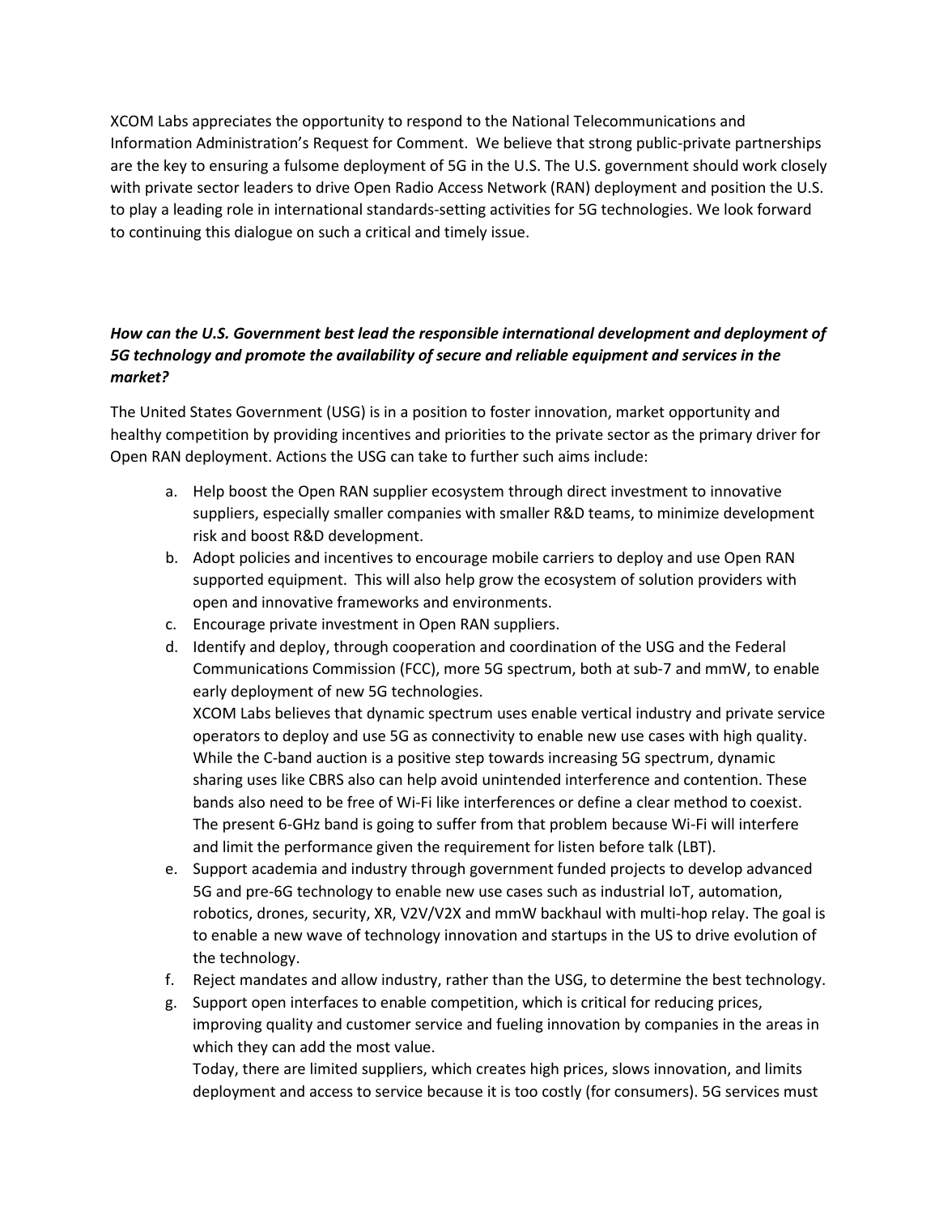XCOM Labs appreciates the opportunity to respond to the National Telecommunications and Information Administration's Request for Comment. We believe that strong public-private partnerships are the key to ensuring a fulsome deployment of 5G in the U.S. The U.S. government should work closely with private sector leaders to drive Open Radio Access Network (RAN) deployment and position the U.S. to play a leading role in international standards-setting activities for 5G technologies. We look forward to continuing this dialogue on such a critical and timely issue.

***How can the U.S. Government best lead the responsible international development and deployment of 5G technology and promote the availability of secure and reliable equipment and services in the market?***

The United States Government (USG) is in a position to foster innovation, market opportunity and healthy competition by providing incentives and priorities to the private sector as the primary driver for Open RAN deployment. Actions the USG can take to further such aims include:

a. Help boost the Open RAN supplier ecosystem through direct investment to innovative suppliers, especially smaller companies with smaller R&D teams, to minimize development risk and boost R&D development.
b. Adopt policies and incentives to encourage mobile carriers to deploy and use Open RAN supported equipment. This will also help grow the ecosystem of solution providers with open and innovative frameworks and environments.
c. Encourage private investment in Open RAN suppliers.
d. Identify and deploy, through cooperation and coordination of the USG and the Federal Communications Commission (FCC), more 5G spectrum, both at sub-7 and mmW, to enable early deployment of new 5G technologies.
   XCOM Labs believes that dynamic spectrum uses enable vertical industry and private service operators to deploy and use 5G as connectivity to enable new use cases with high quality. While the C-band auction is a positive step towards increasing 5G spectrum, dynamic sharing uses like CBRS also can help avoid unintended interference and contention. These bands also need to be free of Wi-Fi like interferences or define a clear method to coexist. The present 6-GHz band is going to suffer from that problem because Wi-Fi will interfere and limit the performance given the requirement for listen before talk (LBT).
e. Support academia and industry through government funded projects to develop advanced 5G and pre-6G technology to enable new use cases such as industrial IoT, automation, robotics, drones, security, XR, V2V/V2X and mmW backhaul with multi-hop relay. The goal is to enable a new wave of technology innovation and startups in the US to drive evolution of the technology.
f. Reject mandates and allow industry, rather than the USG, to determine the best technology.
g. Support open interfaces to enable competition, which is critical for reducing prices, improving quality and customer service and fueling innovation by companies in the areas in which they can add the most value.
   Today, there are limited suppliers, which creates high prices, slows innovation, and limits deployment and access to service because it is too costly (for consumers). 5G services must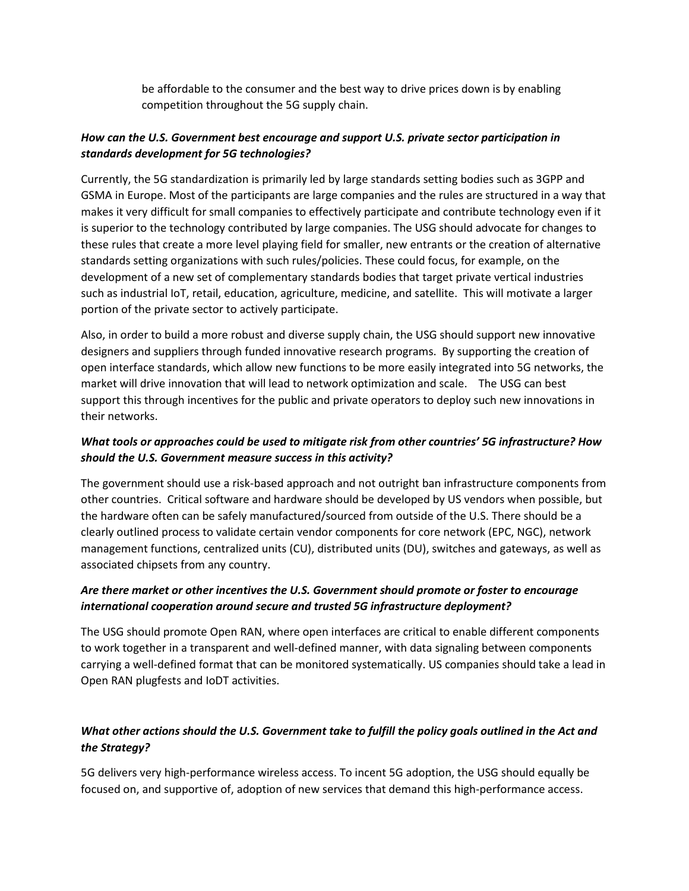be affordable to the consumer and the best way to drive prices down is by enabling competition throughout the 5G supply chain.

***How can the U.S. Government best encourage and support U.S. private sector participation in standards development for 5G technologies?***

Currently, the 5G standardization is primarily led by large standards setting bodies such as 3GPP and GSMA in Europe. Most of the participants are large companies and the rules are structured in a way that makes it very difficult for small companies to effectively participate and contribute technology even if it is superior to the technology contributed by large companies. The USG should advocate for changes to these rules that create a more level playing field for smaller, new entrants or the creation of alternative standards setting organizations with such rules/policies. These could focus, for example, on the development of a new set of complementary standards bodies that target private vertical industries such as industrial IoT, retail, education, agriculture, medicine, and satellite. This will motivate a larger portion of the private sector to actively participate.

Also, in order to build a more robust and diverse supply chain, the USG should support new innovative designers and suppliers through funded innovative research programs. By supporting the creation of open interface standards, which allow new functions to be more easily integrated into 5G networks, the market will drive innovation that will lead to network optimization and scale. The USG can best support this through incentives for the public and private operators to deploy such new innovations in their networks.

***What tools or approaches could be used to mitigate risk from other countries' 5G infrastructure? How should the U.S. Government measure success in this activity?***

The government should use a risk-based approach and not outright ban infrastructure components from other countries. Critical software and hardware should be developed by US vendors when possible, but the hardware often can be safely manufactured/sourced from outside of the U.S. There should be a clearly outlined process to validate certain vendor components for core network (EPC, NGC), network management functions, centralized units (CU), distributed units (DU), switches and gateways, as well as associated chipsets from any country.

***Are there market or other incentives the U.S. Government should promote or foster to encourage international cooperation around secure and trusted 5G infrastructure deployment?***

The USG should promote Open RAN, where open interfaces are critical to enable different components to work together in a transparent and well-defined manner, with data signaling between components carrying a well-defined format that can be monitored systematically. US companies should take a lead in Open RAN plugfests and IoDT activities.

***What other actions should the U.S. Government take to fulfill the policy goals outlined in the Act and the Strategy?***

5G delivers very high-performance wireless access. To incent 5G adoption, the USG should equally be focused on, and supportive of, adoption of new services that demand this high-performance access.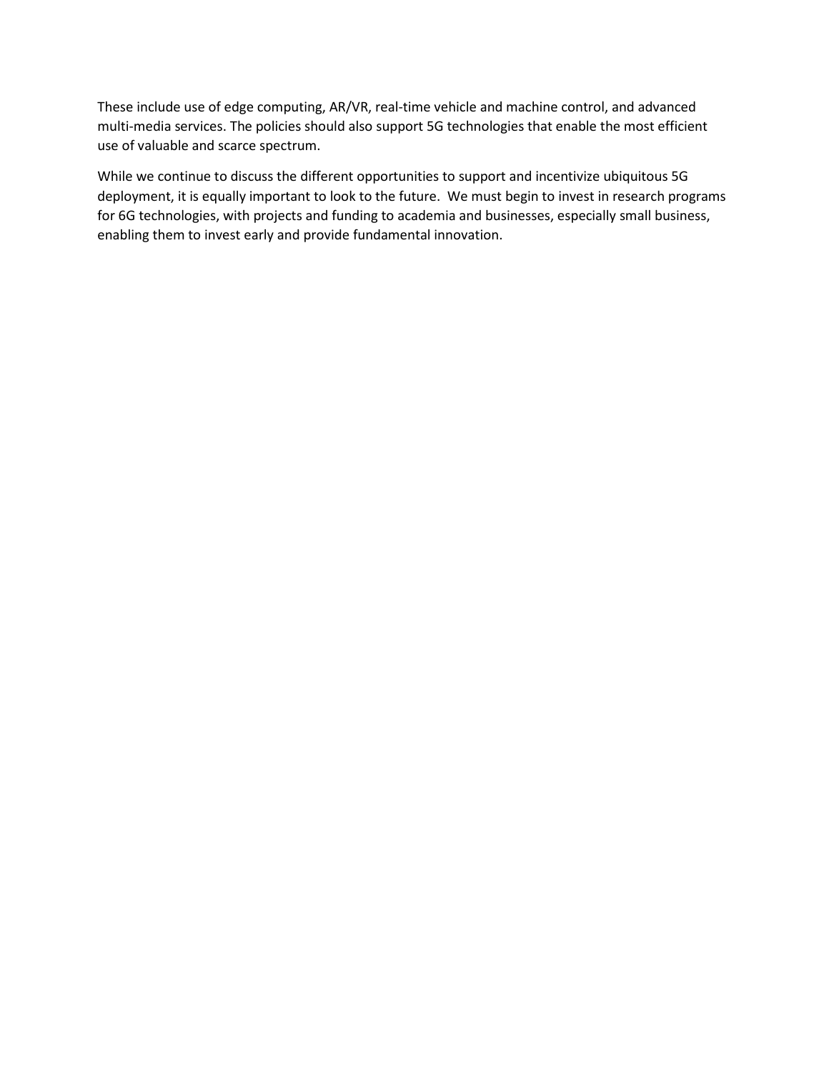These include use of edge computing, AR/VR, real-time vehicle and machine control, and advanced multi-media services. The policies should also support 5G technologies that enable the most efficient use of valuable and scarce spectrum.

While we continue to discuss the different opportunities to support and incentivize ubiquitous 5G deployment, it is equally important to look to the future. We must begin to invest in research programs for 6G technologies, with projects and funding to academia and businesses, especially small business, enabling them to invest early and provide fundamental innovation.